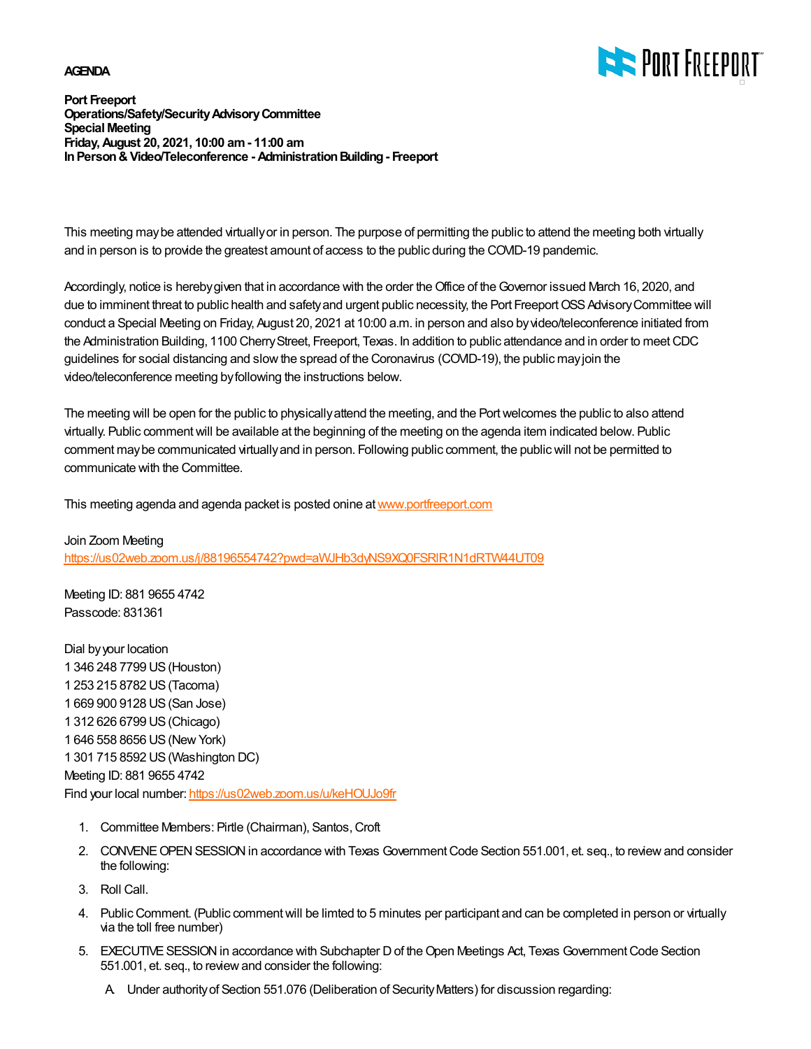**AGENDA**

**Port Freeport**
**Operations/Safety/Security Advisory Committee**
**Special Meeting**
**Friday, August 20, 2021, 10:00 am - 11:00 am**
**In Person & Video/Teleconference - Administration Building - Freeport**

This meeting may be attended virtually or in person. The purpose of permitting the public to attend the meeting both virtually and in person is to provide the greatest amount of access to the public during the COVID-19 pandemic.

Accordingly, notice is hereby given that in accordance with the order the Office of the Governor issued March 16, 2020, and due to imminent threat to public health and safety and urgent public necessity, the Port Freeport OSS Advisory Committee will conduct a Special Meeting on Friday, August 20, 2021 at 10:00 a.m. in person and also by video/teleconference initiated from the Administration Building, 1100 Cherry Street, Freeport, Texas. In addition to public attendance and in order to meet CDC guidelines for social distancing and slow the spread of the Coronavirus (COVID-19), the public may join the video/teleconference meeting by following the instructions below.

The meeting will be open for the public to physically attend the meeting, and the Port welcomes the public to also attend virtually. Public comment will be available at the beginning of the meeting on the agenda item indicated below. Public comment may be communicated virtually and in person. Following public comment, the public will not be permitted to communicate with the Committee.

This meeting agenda and agenda packet is posted onine at www.portfreeport.com

Join Zoom Meeting
https://us02web.zoom.us/j/88196554742?pwd=aWJHb3dyNS9XQ0FSRlR1N1dRTW44UT09

Meeting ID: 881 9655 4742
Passcode: 831361

Dial by your location
1 346 248 7799 US (Houston)
1 253 215 8782 US (Tacoma)
1 669 900 9128 US (San Jose)
1 312 626 6799 US (Chicago)
1 646 558 8656 US (New York)
1 301 715 8592 US (Washington DC)
Meeting ID: 881 9655 4742
Find your local number: https://us02web.zoom.us/u/keHOUJo9fr

1. Committee Members: Pirtle (Chairman), Santos, Croft
2. CONVENE OPEN SESSION in accordance with Texas Government Code Section 551.001, et. seq., to review and consider the following:
3. Roll Call.
4. Public Comment. (Public comment will be limted to 5 minutes per participant and can be completed in person or virtually via the toll free number)
5. EXECUTIVE SESSION in accordance with Subchapter D of the Open Meetings Act, Texas Government Code Section 551.001, et. seq., to review and consider the following:
   A. Under authority of Section 551.076 (Deliberation of Security Matters) for discussion regarding: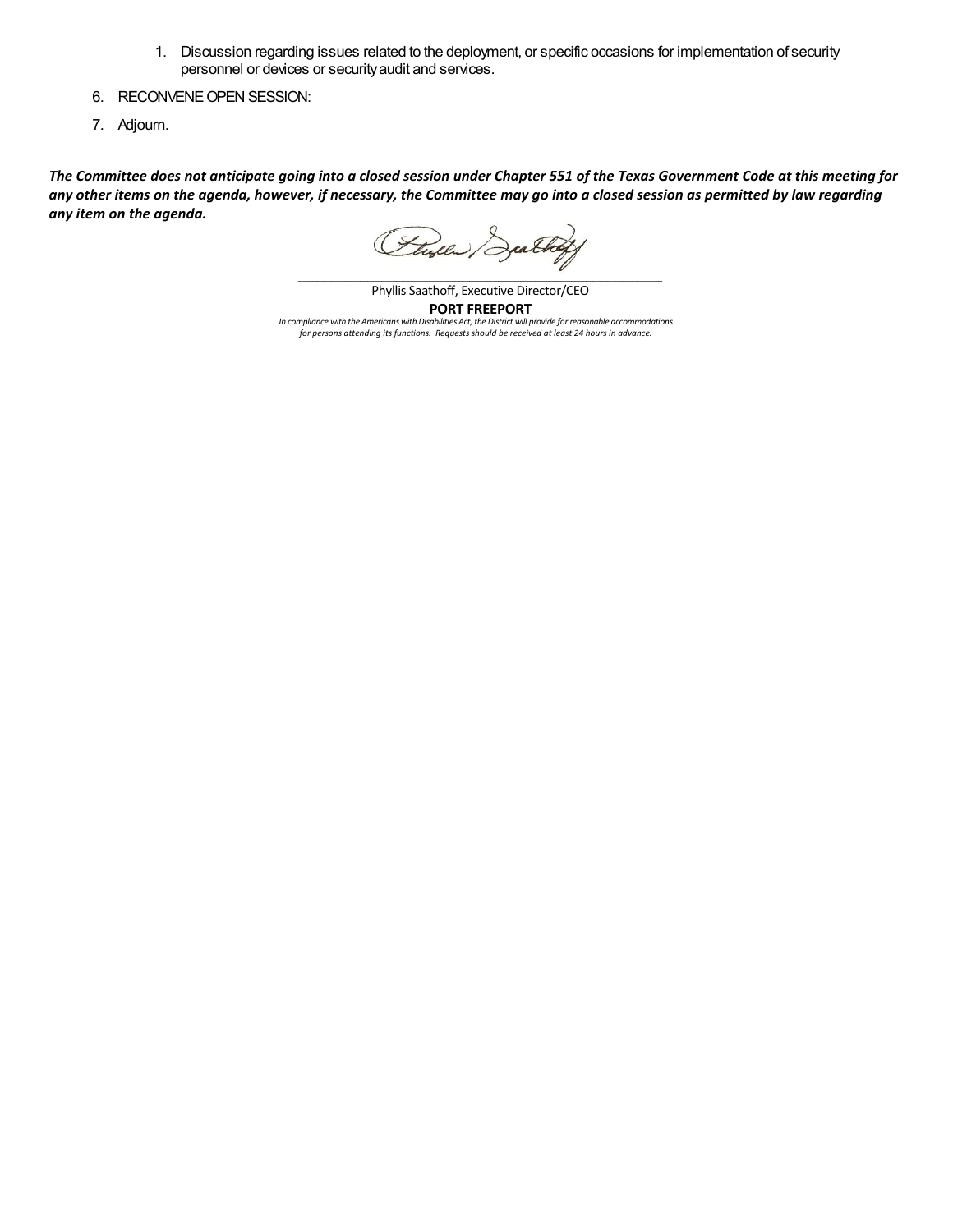1. Discussion regarding issues related to the deployment, or specific occasions for implementation of security personnel or devices or security audit and services.

6. RECONVENE OPEN SESSION:

7. Adjourn.

***The Committee does not anticipate going into a closed session under Chapter 551 of the Texas Government Code at this meeting for any other items on the agenda, however, if necessary, the Committee may go into a closed session as permitted by law regarding any item on the agenda.***

Phyllis Saathoff, Executive Director/CEO

**PORT FREEPORT**

*In compliance with the Americans with Disabilities Act, the District will provide for reasonable accommodations for persons attending its functions. Requests should be received at least 24 hours in advance.*